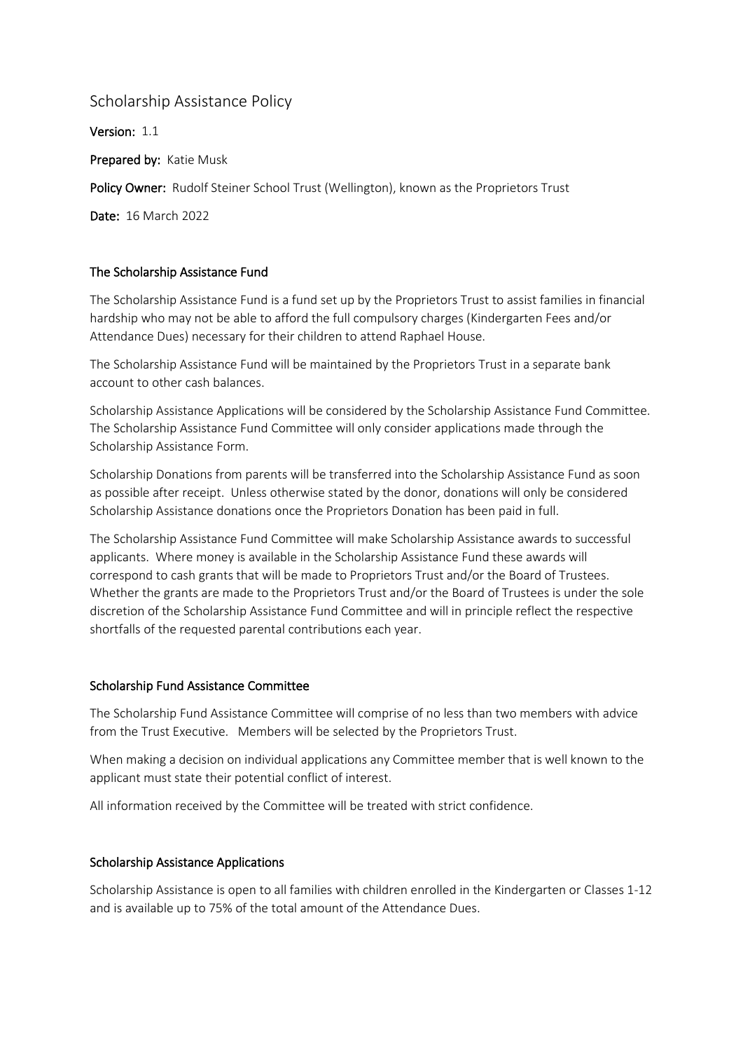# Scholarship Assistance Policy

**Version:** 1.1

**Prepared by:** Katie Musk

**Policy Owner:** Rudolf Steiner School Trust (Wellington), known as the Proprietors Trust

**Date:** 16 March 2022

## The Scholarship Assistance Fund

The Scholarship Assistance Fund is a fund set up by the Proprietors Trust to assist families in financial hardship who may not be able to afford the full compulsory charges (Kindergarten Fees and/or Attendance Dues) necessary for their children to attend Raphael House.

The Scholarship Assistance Fund will be maintained by the Proprietors Trust in a separate bank account to other cash balances.

Scholarship Assistance Applications will be considered by the Scholarship Assistance Fund Committee. The Scholarship Assistance Fund Committee will only consider applications made through the Scholarship Assistance Form.

Scholarship Donations from parents will be transferred into the Scholarship Assistance Fund as soon as possible after receipt. Unless otherwise stated by the donor, donations will only be considered Scholarship Assistance donations once the Proprietors Donation has been paid in full.

The Scholarship Assistance Fund Committee will make Scholarship Assistance awards to successful applicants. Where money is available in the Scholarship Assistance Fund these awards will correspond to cash grants that will be made to Proprietors Trust and/or the Board of Trustees. Whether the grants are made to the Proprietors Trust and/or the Board of Trustees is under the sole discretion of the Scholarship Assistance Fund Committee and will in principle reflect the respective shortfalls of the requested parental contributions each year.

## Scholarship Fund Assistance Committee

The Scholarship Fund Assistance Committee will comprise of no less than two members with advice from the Trust Executive. Members will be selected by the Proprietors Trust.

When making a decision on individual applications any Committee member that is well known to the applicant must state their potential conflict of interest.

All information received by the Committee will be treated with strict confidence.

## Scholarship Assistance Applications

Scholarship Assistance is open to all families with children enrolled in the Kindergarten or Classes 1-12 and is available up to 75% of the total amount of the Attendance Dues.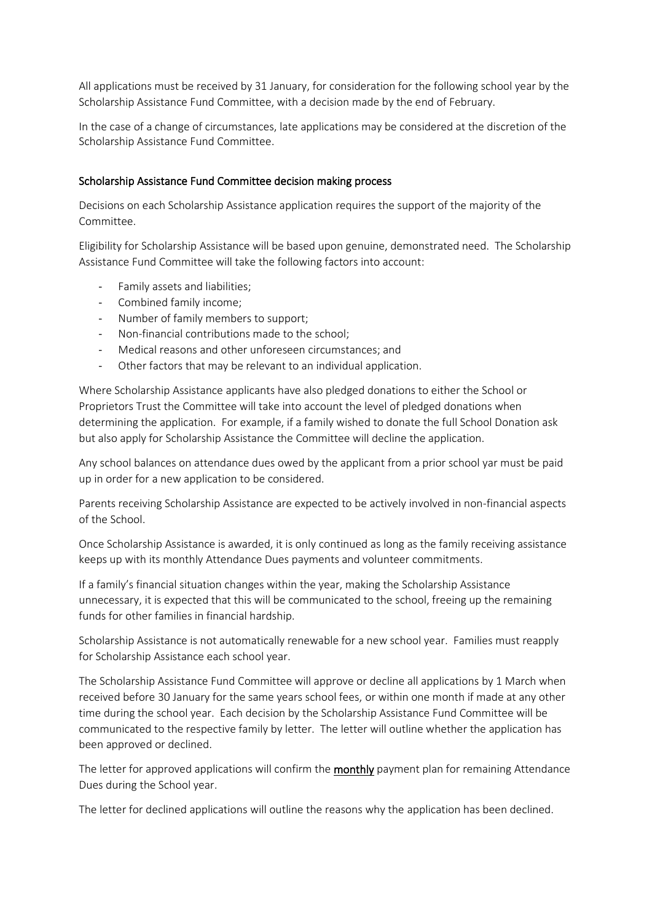All applications must be received by 31 January, for consideration for the following school year by the Scholarship Assistance Fund Committee, with a decision made by the end of February.

In the case of a change of circumstances, late applications may be considered at the discretion of the Scholarship Assistance Fund Committee.

### Scholarship Assistance Fund Committee decision making process

Decisions on each Scholarship Assistance application requires the support of the majority of the Committee.

Eligibility for Scholarship Assistance will be based upon genuine, demonstrated need. The Scholarship Assistance Fund Committee will take the following factors into account:

- Family assets and liabilities;
- Combined family income;
- Number of family members to support;
- Non-financial contributions made to the school;
- Medical reasons and other unforeseen circumstances; and
- Other factors that may be relevant to an individual application.

Where Scholarship Assistance applicants have also pledged donations to either the School or Proprietors Trust the Committee will take into account the level of pledged donations when determining the application. For example, if a family wished to donate the full School Donation ask but also apply for Scholarship Assistance the Committee will decline the application.

Any school balances on attendance dues owed by the applicant from a prior school yar must be paid up in order for a new application to be considered.

Parents receiving Scholarship Assistance are expected to be actively involved in non-financial aspects of the School.

Once Scholarship Assistance is awarded, it is only continued as long as the family receiving assistance keeps up with its monthly Attendance Dues payments and volunteer commitments.

If a family's financial situation changes within the year, making the Scholarship Assistance unnecessary, it is expected that this will be communicated to the school, freeing up the remaining funds for other families in financial hardship.

Scholarship Assistance is not automatically renewable for a new school year. Families must reapply for Scholarship Assistance each school year.

The Scholarship Assistance Fund Committee will approve or decline all applications by 1 March when received before 30 January for the same years school fees, or within one month if made at any other time during the school year. Each decision by the Scholarship Assistance Fund Committee will be communicated to the respective family by letter. The letter will outline whether the application has been approved or declined.

The letter for approved applications will confirm the **monthly** payment plan for remaining Attendance Dues during the School year.

The letter for declined applications will outline the reasons why the application has been declined.